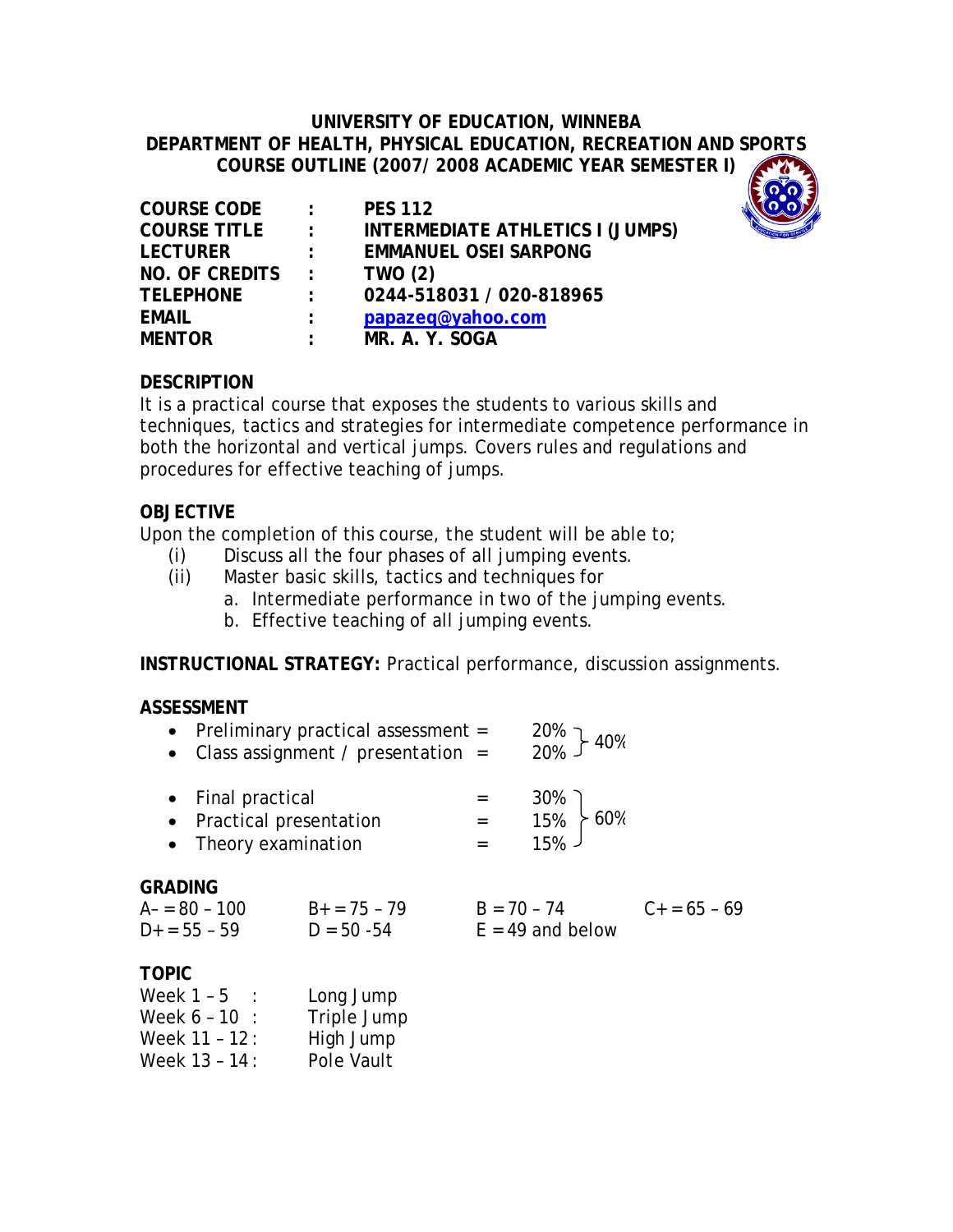# UNIVERSITY OF EDUCATION, WINNEBA
## DEPARTMENT OF HEALTH, PHYSICAL EDUCATION, RECREATION AND SPORTS
### COURSE OUTLINE (2007/ 2008 ACADEMIC YEAR SEMESTER I)

| | | |
|---|---|---|
| **COURSE CODE** | **:** | **PES 112** |
| **COURSE TITLE** | **:** | **INTERMEDIATE ATHLETICS I (JUMPS)** |
| **LECTURER** | **:** | **EMMANUEL OSEI SARPONG** |
| **NO. OF CREDITS** | **:** | **TWO (2)** |
| **TELEPHONE** | **:** | **0244-518031 / 020-818965** |
| **EMAIL** | **:** | **papazeq@yahoo.com** |
| **MENTOR** | **:** | **MR. A. Y. SOGA** |

**DESCRIPTION**

It is a practical course that exposes the students to various skills and techniques, tactics and strategies for intermediate competence performance in both the horizontal and vertical jumps. Covers rules and regulations and procedures for effective teaching of jumps.

**OBJECTIVE**

Upon the completion of this course, the student will be able to;

(i) Discuss all the four phases of all jumping events.
(ii) Master basic skills, tactics and techniques for
   a. Intermediate performance in two of the jumping events.
   b. Effective teaching of all jumping events.

**INSTRUCTIONAL STRATEGY:** Practical performance, discussion assignments.

**ASSESSMENT**

- Preliminary practical assessment = 20%
- Class assignment / presentation = 20%

} 40%

- Final practical = 30%
- Practical presentation = 15%
- Theory examination = 15%

} 60%

**GRADING**

| | | | |
|---|---|---|---|
| A– = 80 – 100 | B+ = 75 – 79 | B = 70 – 74 | C+ = 65 – 69 |
| D+ = 55 – 59 | D = 50 -54 | E = 49 and below | |

**TOPIC**

| | | |
|---|---|---|
| Week 1 – 5 | : | Long Jump |
| Week 6 – 10 | : | Triple Jump |
| Week 11 – 12 | : | High Jump |
| Week 13 – 14 | : | Pole Vault |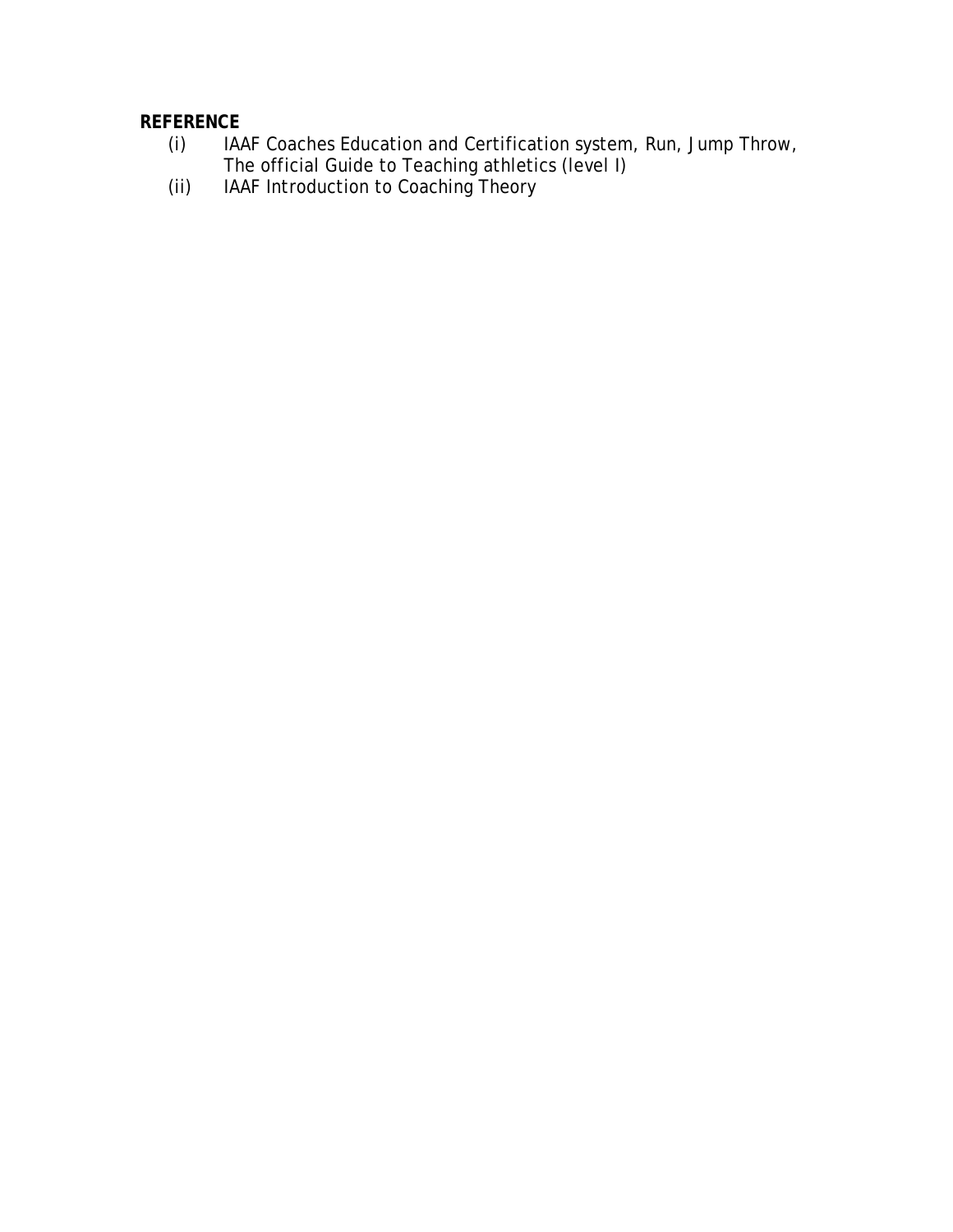**REFERENCE**

(i) IAAF Coaches Education and Certification system, Run, Jump Throw, The official Guide to Teaching athletics (level I)

(ii) IAAF Introduction to Coaching Theory